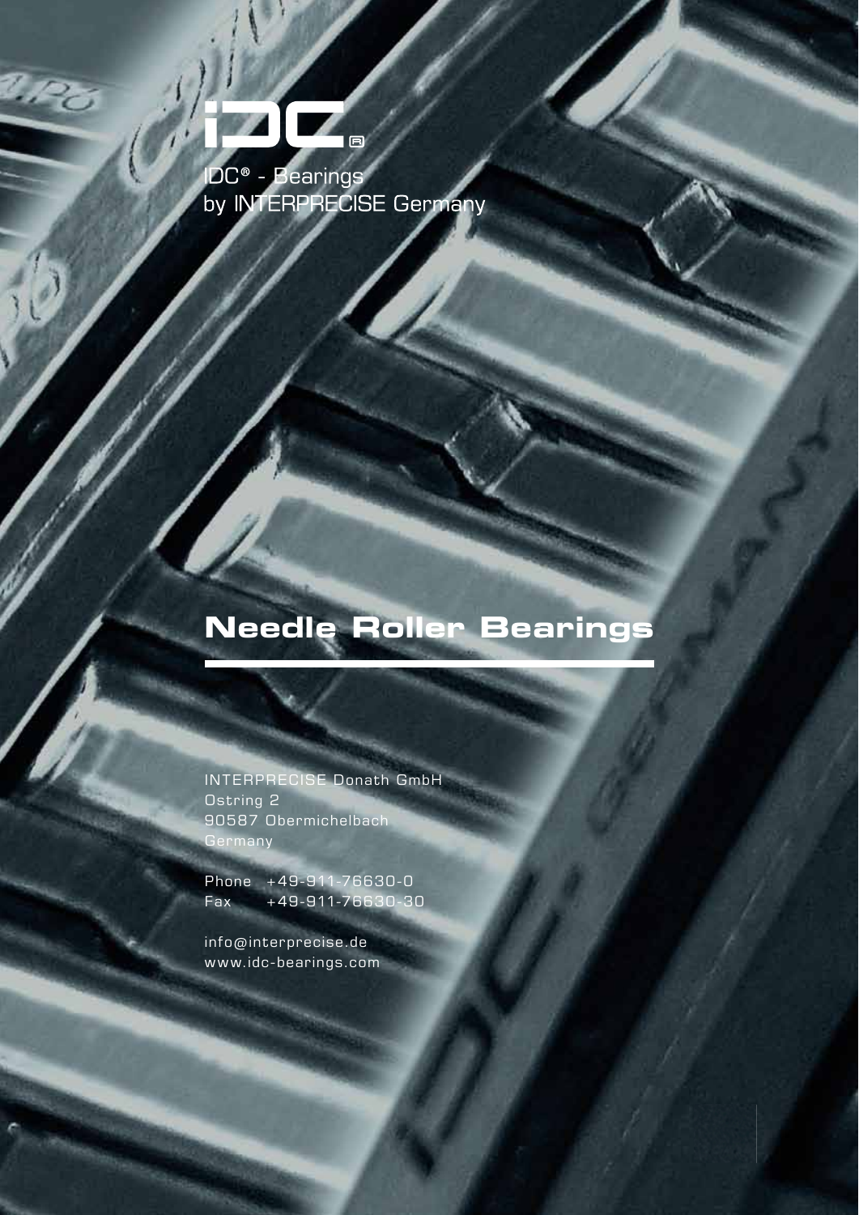IDC® - Bearings
by INTERPRECISE Germany

# Needle Roller Bearings

INTERPRECISE Donath GmbH
Ostring 2
90587 Obermichelbach
Germany

Phone +49-911-76630-0
Fax +49-911-76630-30

info@interprecise.de
www.idc-bearings.com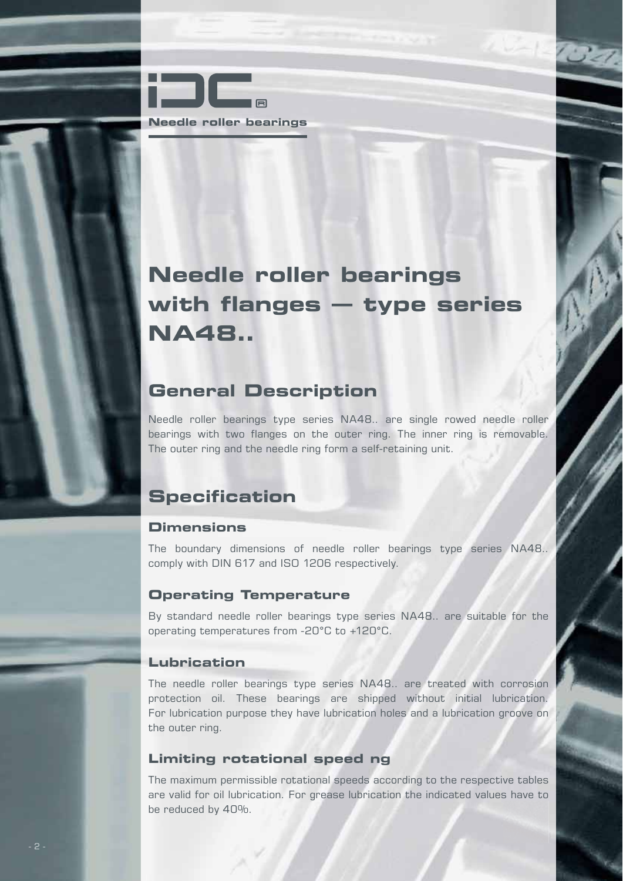iDC®

**Needle roller bearings**

# Needle roller bearings with flanges — type series NA48..

## General Description

Needle roller bearings type series NA48.. are single rowed needle roller bearings with two flanges on the outer ring. The inner ring is removable. The outer ring and the needle ring form a self-retaining unit.

## Specification

### Dimensions

The boundary dimensions of needle roller bearings type series NA48.. comply with DIN 617 and ISO 1206 respectively.

### Operating Temperature

By standard needle roller bearings type series NA48.. are suitable for the operating temperatures from -20°C to +120°C.

### Lubrication

The needle roller bearings type series NA48.. are treated with corrosion protection oil. These bearings are shipped without initial lubrication. For lubrication purpose they have lubrication holes and a lubrication groove on the outer ring.

### Limiting rotational speed ng

The maximum permissible rotational speeds according to the respective tables are valid for oil lubrication. For grease lubrication the indicated values have to be reduced by 40%.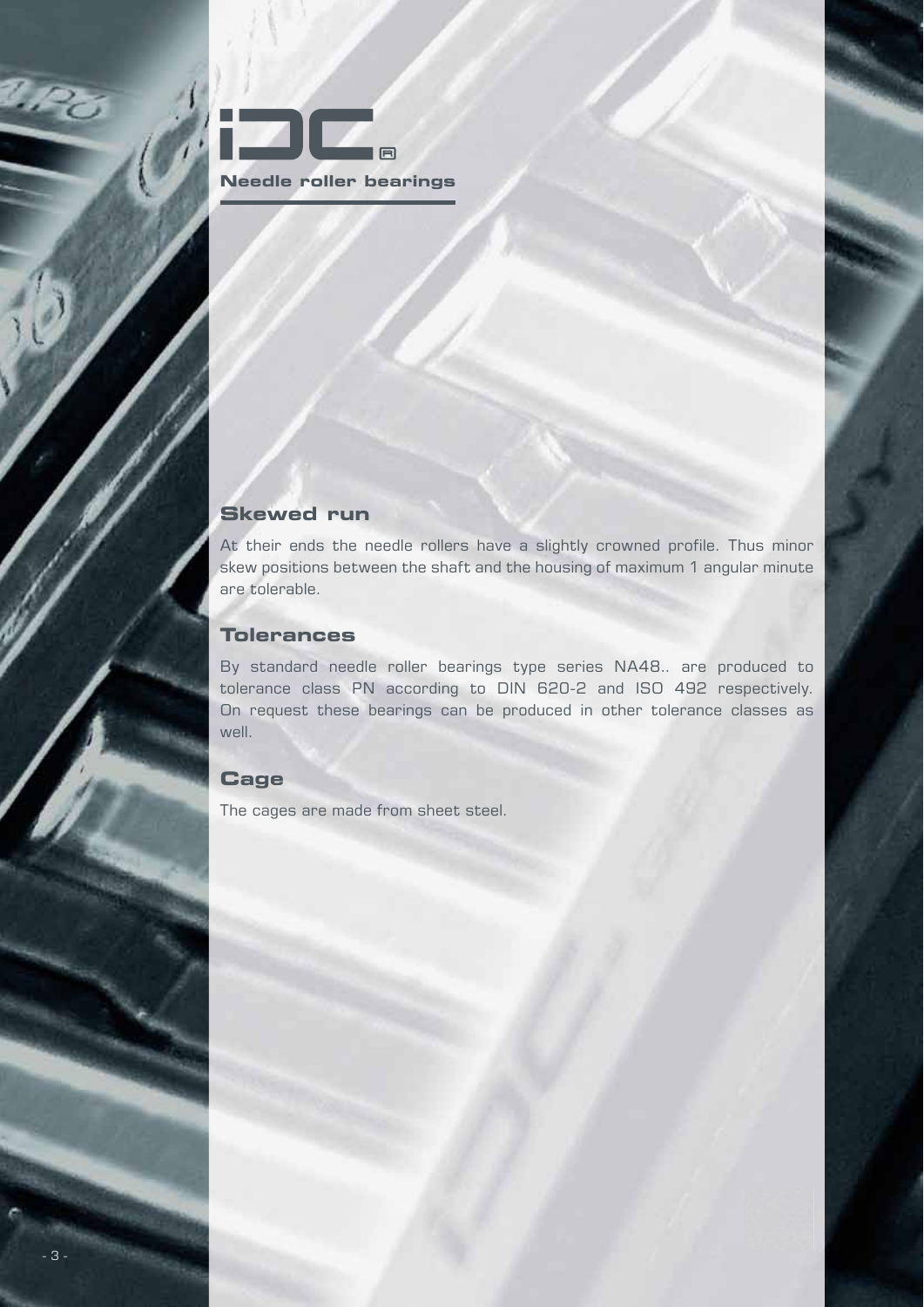**Needle roller bearings**

## Skewed run

At their ends the needle rollers have a slightly crowned profile. Thus minor skew positions between the shaft and the housing of maximum 1 angular minute are tolerable.

## Tolerances

By standard needle roller bearings type series NA48.. are produced to tolerance class PN according to DIN 620-2 and ISO 492 respectively. On request these bearings can be produced in other tolerance classes as well.

## Cage

The cages are made from sheet steel.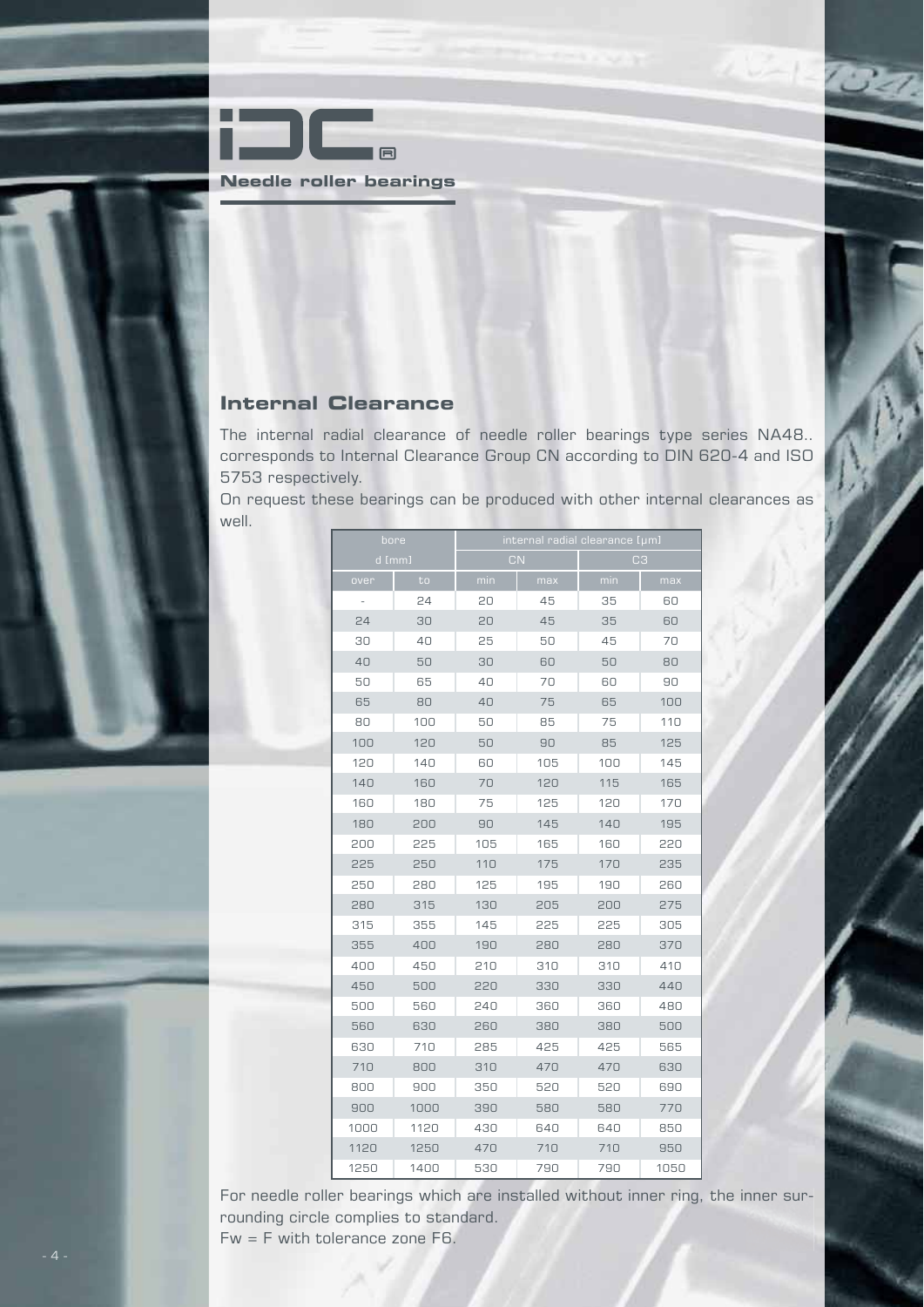iDC®

**Needle roller bearings**

## Internal Clearance

The internal radial clearance of needle roller bearings type series NA48.. corresponds to Internal Clearance Group CN according to DIN 620-4 and ISO 5753 respectively.

On request these bearings can be produced with other internal clearances as well.

| bore d [mm] | | internal radial clearance [µm] | | | |
|---|---|---|---|---|---|
| | | CN | | C3 | |
| over | to | min | max | min | max |
| - | 24 | 20 | 45 | 35 | 60 |
| 24 | 30 | 20 | 45 | 35 | 60 |
| 30 | 40 | 25 | 50 | 45 | 70 |
| 40 | 50 | 30 | 60 | 50 | 80 |
| 50 | 65 | 40 | 70 | 60 | 90 |
| 65 | 80 | 40 | 75 | 65 | 100 |
| 80 | 100 | 50 | 85 | 75 | 110 |
| 100 | 120 | 50 | 90 | 85 | 125 |
| 120 | 140 | 60 | 105 | 100 | 145 |
| 140 | 160 | 70 | 120 | 115 | 165 |
| 160 | 180 | 75 | 125 | 120 | 170 |
| 180 | 200 | 90 | 145 | 140 | 195 |
| 200 | 225 | 105 | 165 | 160 | 220 |
| 225 | 250 | 110 | 175 | 170 | 235 |
| 250 | 280 | 125 | 195 | 190 | 260 |
| 280 | 315 | 130 | 205 | 200 | 275 |
| 315 | 355 | 145 | 225 | 225 | 305 |
| 355 | 400 | 190 | 280 | 280 | 370 |
| 400 | 450 | 210 | 310 | 310 | 410 |
| 450 | 500 | 220 | 330 | 330 | 440 |
| 500 | 560 | 240 | 360 | 360 | 480 |
| 560 | 630 | 260 | 380 | 380 | 500 |
| 630 | 710 | 285 | 425 | 425 | 565 |
| 710 | 800 | 310 | 470 | 470 | 630 |
| 800 | 900 | 350 | 520 | 520 | 690 |
| 900 | 1000 | 390 | 580 | 580 | 770 |
| 1000 | 1120 | 430 | 640 | 640 | 850 |
| 1120 | 1250 | 470 | 710 | 710 | 950 |
| 1250 | 1400 | 530 | 790 | 790 | 1050 |

For needle roller bearings which are installed without inner ring, the inner surrounding circle complies to standard.

Fw = F with tolerance zone F6.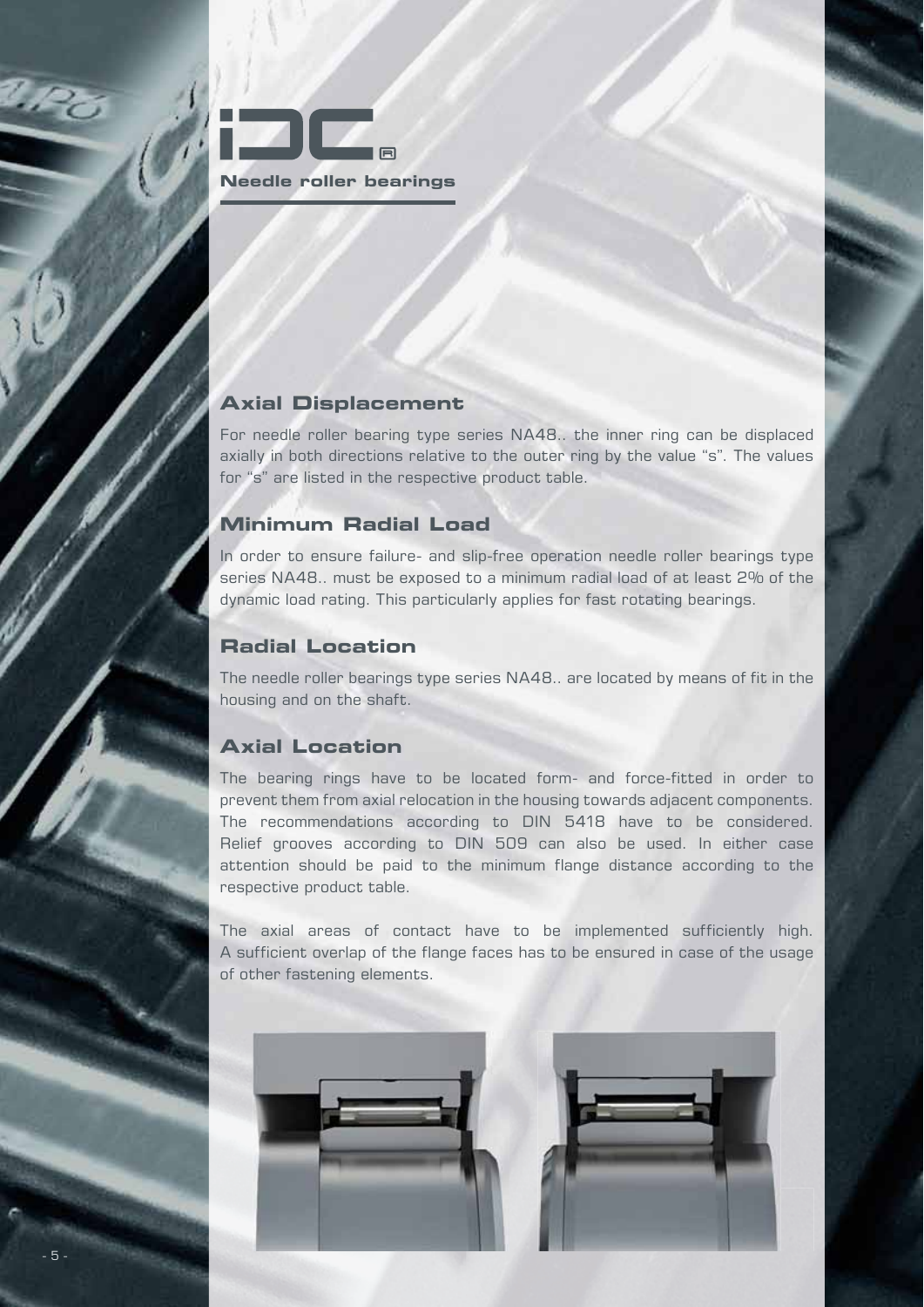## Axial Displacement

For needle roller bearing type series NA48.. the inner ring can be displaced axially in both directions relative to the outer ring by the value "s". The values for "s" are listed in the respective product table.

## Minimum Radial Load

In order to ensure failure- and slip-free operation needle roller bearings type series NA48.. must be exposed to a minimum radial load of at least 2% of the dynamic load rating. This particularly applies for fast rotating bearings.

## Radial Location

The needle roller bearings type series NA48.. are located by means of fit in the housing and on the shaft.

## Axial Location

The bearing rings have to be located form- and force-fitted in order to prevent them from axial relocation in the housing towards adjacent components. The recommendations according to DIN 5418 have to be considered. Relief grooves according to DIN 509 can also be used. In either case attention should be paid to the minimum flange distance according to the respective product table.

The axial areas of contact have to be implemented sufficiently high. A sufficient overlap of the flange faces has to be ensured in case of the usage of other fastening elements.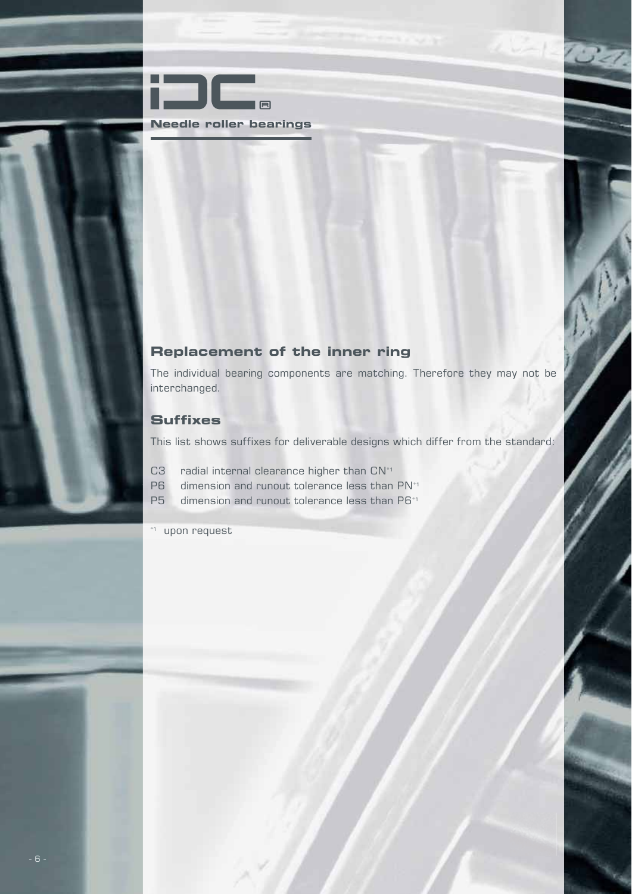## Needle roller bearings

### Replacement of the inner ring

The individual bearing components are matching. Therefore they may not be interchanged.

### Suffixes

This list shows suffixes for deliverable designs which differ from the standard:

C3 radial internal clearance higher than CN[*1]
P6 dimension and runout tolerance less than PN[*1]
P5 dimension and runout tolerance less than P6[*1]

[*1] upon request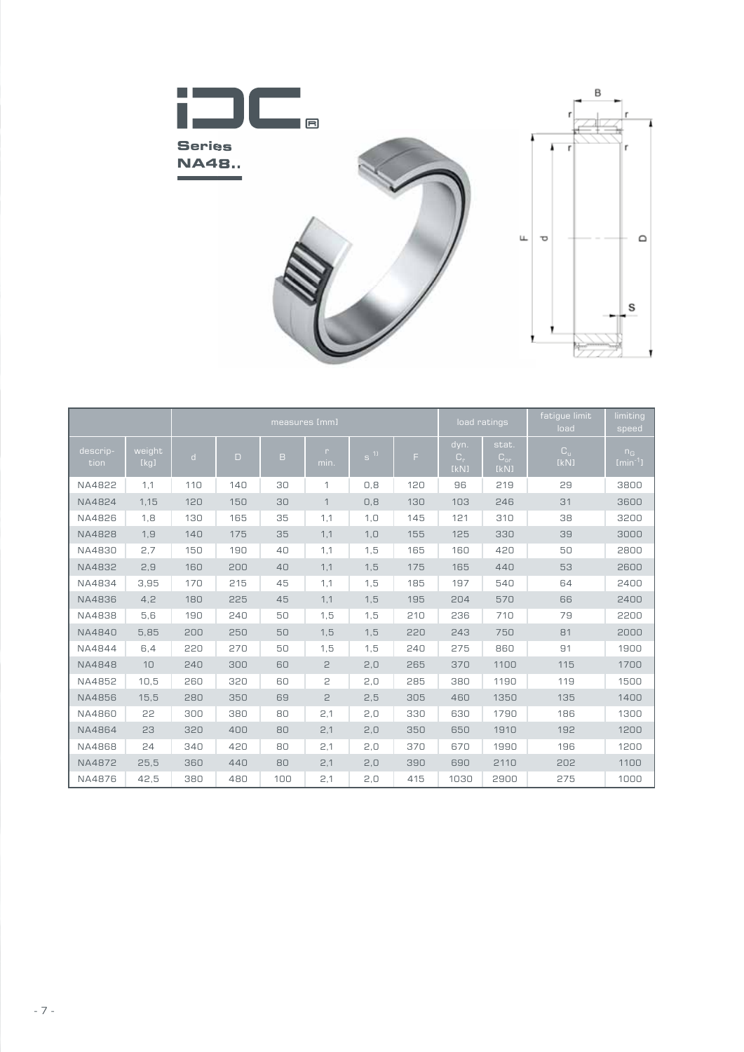# IDC®

## Series NA48..

|  |  | measures [mm] |  |  |  |  |  | load ratings |  | fatigue limit load | limiting speed |
|---|---|---|---|---|---|---|---|---|---|---|---|
| descrip-tion | weight [kg] | d | D | B | r min. | s [1] | F | dyn. $C_r$ [kN] | stat. $C_{or}$ [kN] | $C_u$ [kN] | $n_G$ [$min^{-1}$] |
| NA4822 | 1,1 | 110 | 140 | 30 | 1 | 0,8 | 120 | 96 | 219 | 29 | 3800 |
| NA4824 | 1,15 | 120 | 150 | 30 | 1 | 0,8 | 130 | 103 | 246 | 31 | 3600 |
| NA4826 | 1,8 | 130 | 165 | 35 | 1,1 | 1,0 | 145 | 121 | 310 | 38 | 3200 |
| NA4828 | 1,9 | 140 | 175 | 35 | 1,1 | 1,0 | 155 | 125 | 330 | 39 | 3000 |
| NA4830 | 2,7 | 150 | 190 | 40 | 1,1 | 1,5 | 165 | 160 | 420 | 50 | 2800 |
| NA4832 | 2,9 | 160 | 200 | 40 | 1,1 | 1,5 | 175 | 165 | 440 | 53 | 2600 |
| NA4834 | 3,95 | 170 | 215 | 45 | 1,1 | 1,5 | 185 | 197 | 540 | 64 | 2400 |
| NA4836 | 4,2 | 180 | 225 | 45 | 1,1 | 1,5 | 195 | 204 | 570 | 66 | 2400 |
| NA4838 | 5,6 | 190 | 240 | 50 | 1,5 | 1,5 | 210 | 236 | 710 | 79 | 2200 |
| NA4840 | 5,85 | 200 | 250 | 50 | 1,5 | 1,5 | 220 | 243 | 750 | 81 | 2000 |
| NA4844 | 6,4 | 220 | 270 | 50 | 1,5 | 1,5 | 240 | 275 | 860 | 91 | 1900 |
| NA4848 | 10 | 240 | 300 | 60 | 2 | 2,0 | 265 | 370 | 1100 | 115 | 1700 |
| NA4852 | 10,5 | 260 | 320 | 60 | 2 | 2,0 | 285 | 380 | 1190 | 119 | 1500 |
| NA4856 | 15,5 | 280 | 350 | 69 | 2 | 2,5 | 305 | 460 | 1350 | 135 | 1400 |
| NA4860 | 22 | 300 | 380 | 80 | 2,1 | 2,0 | 330 | 630 | 1790 | 186 | 1300 |
| NA4864 | 23 | 320 | 400 | 80 | 2,1 | 2,0 | 350 | 650 | 1910 | 192 | 1200 |
| NA4868 | 24 | 340 | 420 | 80 | 2,1 | 2,0 | 370 | 670 | 1990 | 196 | 1200 |
| NA4872 | 25,5 | 360 | 440 | 80 | 2,1 | 2,0 | 390 | 690 | 2110 | 202 | 1100 |
| NA4876 | 42,5 | 380 | 480 | 100 | 2,1 | 2,0 | 415 | 1030 | 2900 | 275 | 1000 |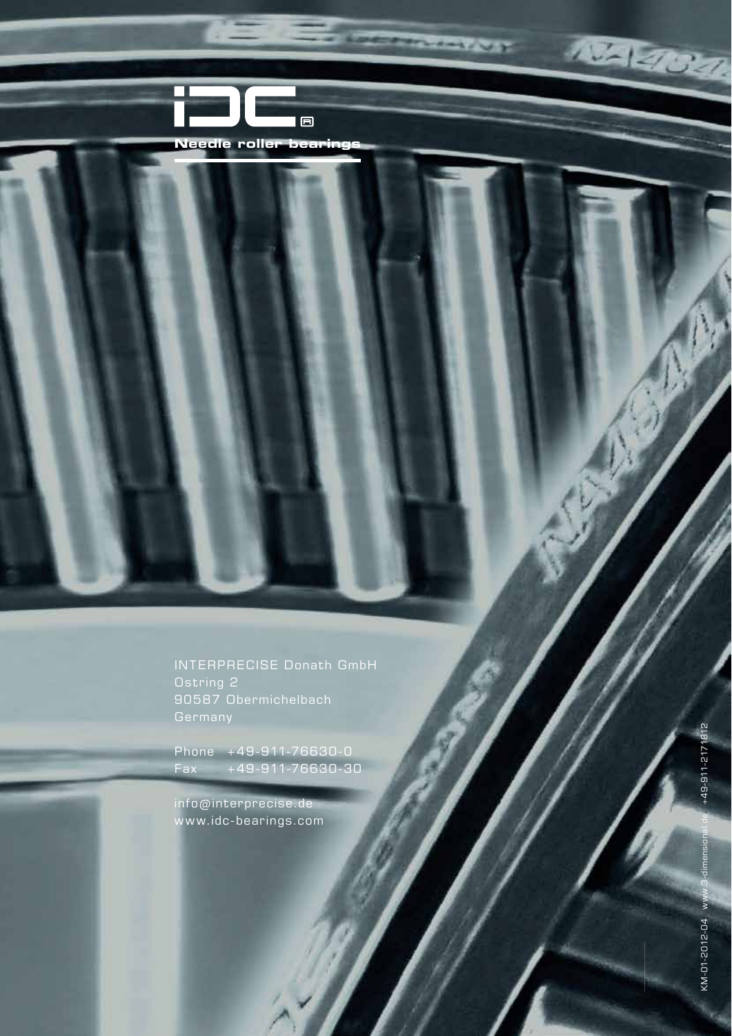# IDC®

**Needle roller bearings**

INTERPRECISE Donath GmbH
Ostring 2
90587 Obermichelbach
Germany

Phone +49-911-76630-0
Fax +49-911-76630-30

info@interprecise.de
www.idc-bearings.com

KM-01-2012-04 www.3-dimensional.de +49-911-2171812